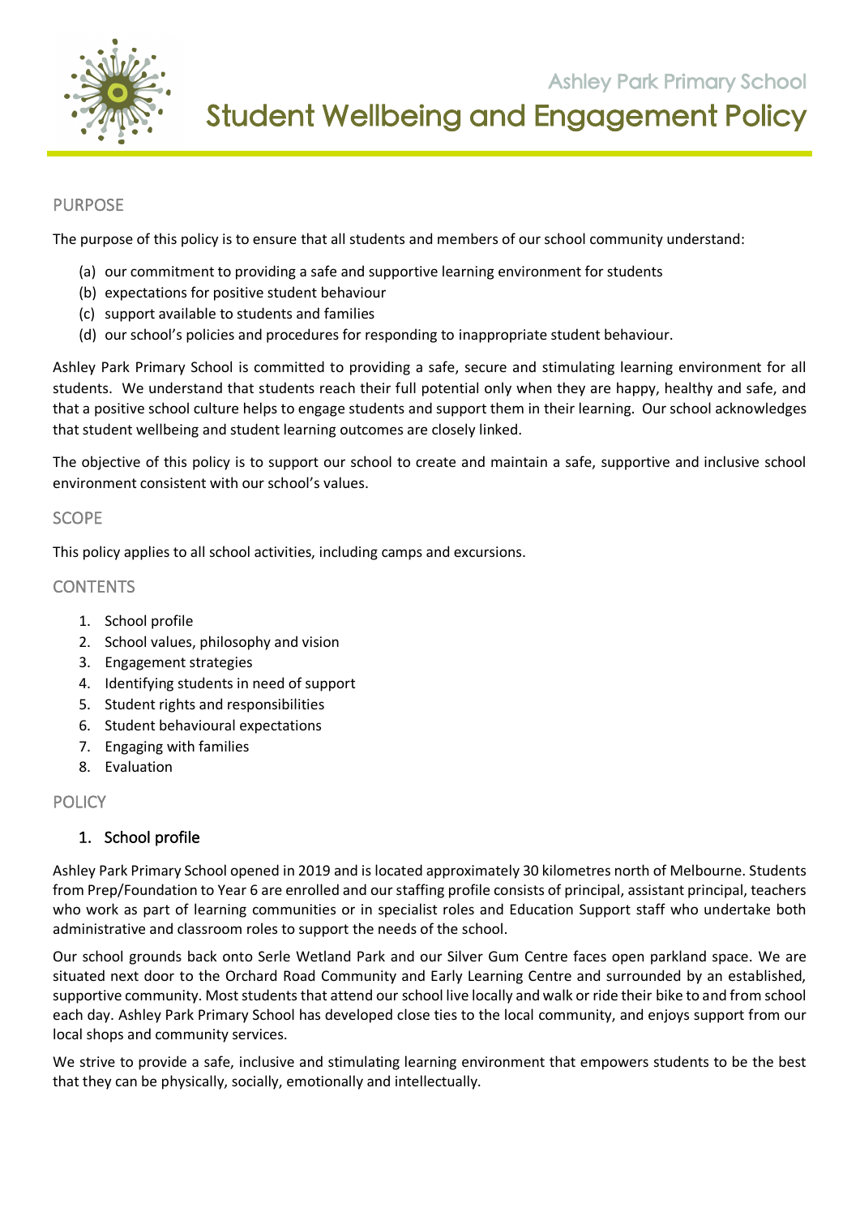Ashley Park Primary School

# Student Wellbeing and Engagement Policy

## PURPOSE

The purpose of this policy is to ensure that all students and members of our school community understand:

(a) our commitment to providing a safe and supportive learning environment for students
(b) expectations for positive student behaviour
(c) support available to students and families
(d) our school's policies and procedures for responding to inappropriate student behaviour.

Ashley Park Primary School is committed to providing a safe, secure and stimulating learning environment for all students. We understand that students reach their full potential only when they are happy, healthy and safe, and that a positive school culture helps to engage students and support them in their learning. Our school acknowledges that student wellbeing and student learning outcomes are closely linked.

The objective of this policy is to support our school to create and maintain a safe, supportive and inclusive school environment consistent with our school's values.

## SCOPE

This policy applies to all school activities, including camps and excursions.

## CONTENTS

1. School profile
2. School values, philosophy and vision
3. Engagement strategies
4. Identifying students in need of support
5. Student rights and responsibilities
6. Student behavioural expectations
7. Engaging with families
8. Evaluation

## POLICY

### 1. School profile

Ashley Park Primary School opened in 2019 and is located approximately 30 kilometres north of Melbourne. Students from Prep/Foundation to Year 6 are enrolled and our staffing profile consists of principal, assistant principal, teachers who work as part of learning communities or in specialist roles and Education Support staff who undertake both administrative and classroom roles to support the needs of the school.

Our school grounds back onto Serle Wetland Park and our Silver Gum Centre faces open parkland space. We are situated next door to the Orchard Road Community and Early Learning Centre and surrounded by an established, supportive community. Most students that attend our school live locally and walk or ride their bike to and from school each day. Ashley Park Primary School has developed close ties to the local community, and enjoys support from our local shops and community services.

We strive to provide a safe, inclusive and stimulating learning environment that empowers students to be the best that they can be physically, socially, emotionally and intellectually.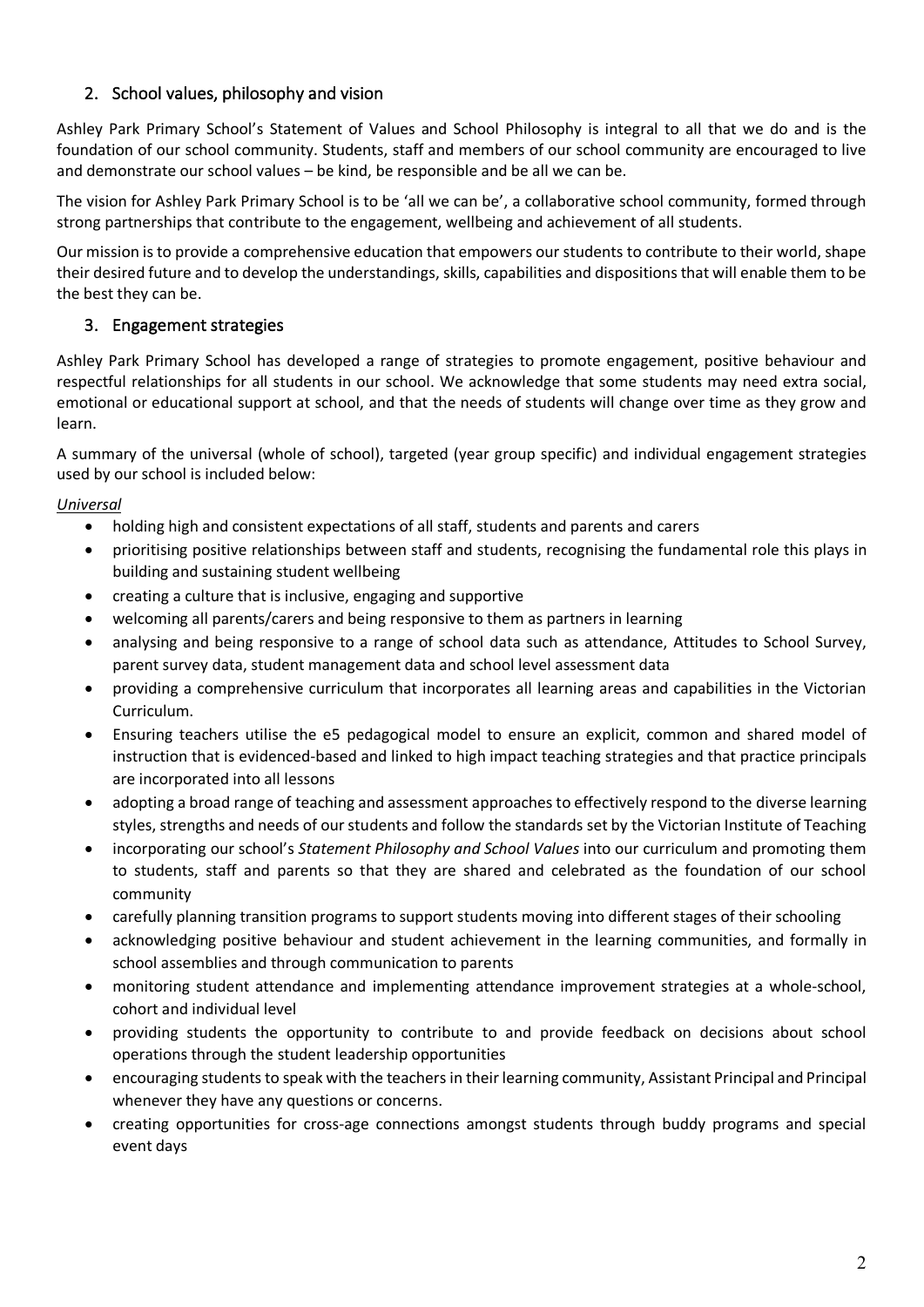## 2. School values, philosophy and vision

Ashley Park Primary School's Statement of Values and School Philosophy is integral to all that we do and is the foundation of our school community. Students, staff and members of our school community are encouraged to live and demonstrate our school values – be kind, be responsible and be all we can be.

The vision for Ashley Park Primary School is to be 'all we can be', a collaborative school community, formed through strong partnerships that contribute to the engagement, wellbeing and achievement of all students.

Our mission is to provide a comprehensive education that empowers our students to contribute to their world, shape their desired future and to develop the understandings, skills, capabilities and dispositions that will enable them to be the best they can be.

## 3. Engagement strategies

Ashley Park Primary School has developed a range of strategies to promote engagement, positive behaviour and respectful relationships for all students in our school. We acknowledge that some students may need extra social, emotional or educational support at school, and that the needs of students will change over time as they grow and learn.

A summary of the universal (whole of school), targeted (year group specific) and individual engagement strategies used by our school is included below:

*Universal*

- holding high and consistent expectations of all staff, students and parents and carers
- prioritising positive relationships between staff and students, recognising the fundamental role this plays in building and sustaining student wellbeing
- creating a culture that is inclusive, engaging and supportive
- welcoming all parents/carers and being responsive to them as partners in learning
- analysing and being responsive to a range of school data such as attendance, Attitudes to School Survey, parent survey data, student management data and school level assessment data
- providing a comprehensive curriculum that incorporates all learning areas and capabilities in the Victorian Curriculum.
- Ensuring teachers utilise the e5 pedagogical model to ensure an explicit, common and shared model of instruction that is evidenced-based and linked to high impact teaching strategies and that practice principals are incorporated into all lessons
- adopting a broad range of teaching and assessment approaches to effectively respond to the diverse learning styles, strengths and needs of our students and follow the standards set by the Victorian Institute of Teaching
- incorporating our school's *Statement Philosophy and School Values* into our curriculum and promoting them to students, staff and parents so that they are shared and celebrated as the foundation of our school community
- carefully planning transition programs to support students moving into different stages of their schooling
- acknowledging positive behaviour and student achievement in the learning communities, and formally in school assemblies and through communication to parents
- monitoring student attendance and implementing attendance improvement strategies at a whole-school, cohort and individual level
- providing students the opportunity to contribute to and provide feedback on decisions about school operations through the student leadership opportunities
- encouraging students to speak with the teachers in their learning community, Assistant Principal and Principal whenever they have any questions or concerns.
- creating opportunities for cross-age connections amongst students through buddy programs and special event days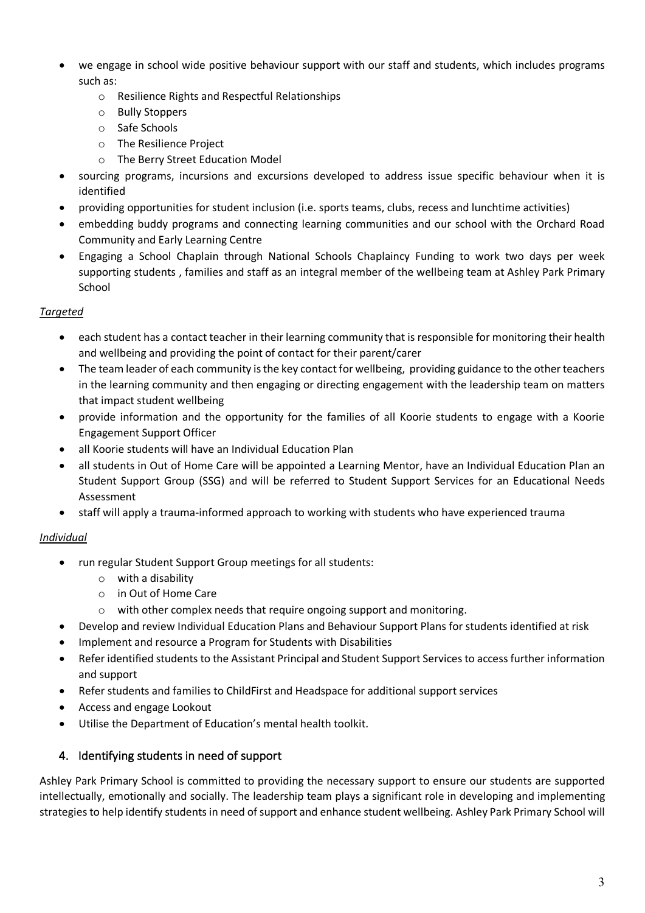- we engage in school wide positive behaviour support with our staff and students, which includes programs such as:
  - Resilience Rights and Respectful Relationships
  - Bully Stoppers
  - Safe Schools
  - The Resilience Project
  - The Berry Street Education Model
- sourcing programs, incursions and excursions developed to address issue specific behaviour when it is identified
- providing opportunities for student inclusion (i.e. sports teams, clubs, recess and lunchtime activities)
- embedding buddy programs and connecting learning communities and our school with the Orchard Road Community and Early Learning Centre
- Engaging a School Chaplain through National Schools Chaplaincy Funding to work two days per week supporting students , families and staff as an integral member of the wellbeing team at Ashley Park Primary School

*Targeted*

- each student has a contact teacher in their learning community that is responsible for monitoring their health and wellbeing and providing the point of contact for their parent/carer
- The team leader of each community is the key contact for wellbeing, providing guidance to the other teachers in the learning community and then engaging or directing engagement with the leadership team on matters that impact student wellbeing
- provide information and the opportunity for the families of all Koorie students to engage with a Koorie Engagement Support Officer
- all Koorie students will have an Individual Education Plan
- all students in Out of Home Care will be appointed a Learning Mentor, have an Individual Education Plan an Student Support Group (SSG) and will be referred to Student Support Services for an Educational Needs Assessment
- staff will apply a trauma-informed approach to working with students who have experienced trauma

*Individual*

- run regular Student Support Group meetings for all students:
  - with a disability
  - in Out of Home Care
  - with other complex needs that require ongoing support and monitoring.
- Develop and review Individual Education Plans and Behaviour Support Plans for students identified at risk
- Implement and resource a Program for Students with Disabilities
- Refer identified students to the Assistant Principal and Student Support Services to access further information and support
- Refer students and families to ChildFirst and Headspace for additional support services
- Access and engage Lookout
- Utilise the Department of Education's mental health toolkit.

## 4. Identifying students in need of support

Ashley Park Primary School is committed to providing the necessary support to ensure our students are supported intellectually, emotionally and socially. The leadership team plays a significant role in developing and implementing strategies to help identify students in need of support and enhance student wellbeing. Ashley Park Primary School will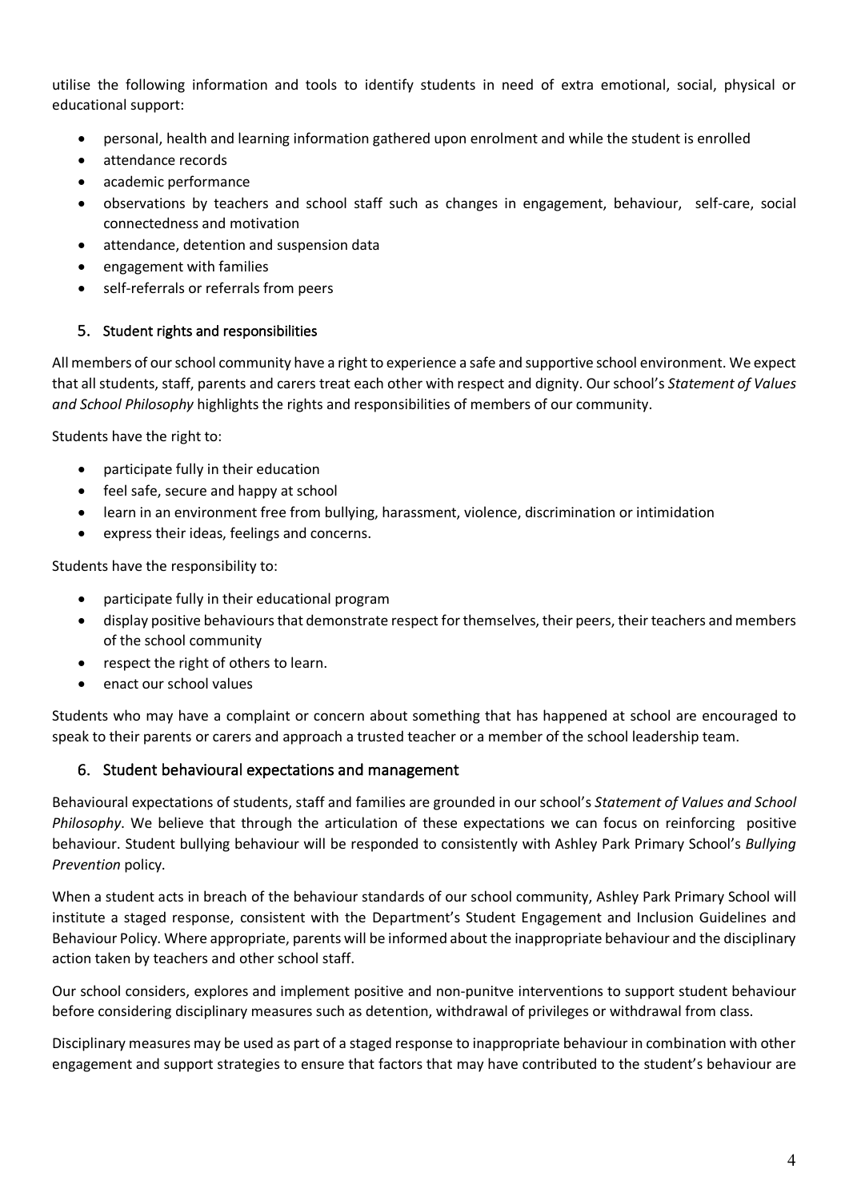utilise the following information and tools to identify students in need of extra emotional, social, physical or educational support:

- personal, health and learning information gathered upon enrolment and while the student is enrolled
- attendance records
- academic performance
- observations by teachers and school staff such as changes in engagement, behaviour, self-care, social connectedness and motivation
- attendance, detention and suspension data
- engagement with families
- self-referrals or referrals from peers

## 5. Student rights and responsibilities

All members of our school community have a right to experience a safe and supportive school environment. We expect that all students, staff, parents and carers treat each other with respect and dignity. Our school's *Statement of Values and School Philosophy* highlights the rights and responsibilities of members of our community.

Students have the right to:

- participate fully in their education
- feel safe, secure and happy at school
- learn in an environment free from bullying, harassment, violence, discrimination or intimidation
- express their ideas, feelings and concerns.

Students have the responsibility to:

- participate fully in their educational program
- display positive behaviours that demonstrate respect for themselves, their peers, their teachers and members of the school community
- respect the right of others to learn.
- enact our school values

Students who may have a complaint or concern about something that has happened at school are encouraged to speak to their parents or carers and approach a trusted teacher or a member of the school leadership team.

## 6. Student behavioural expectations and management

Behavioural expectations of students, staff and families are grounded in our school's *Statement of Values and School Philosophy*. We believe that through the articulation of these expectations we can focus on reinforcing positive behaviour. Student bullying behaviour will be responded to consistently with Ashley Park Primary School's *Bullying Prevention* policy.

When a student acts in breach of the behaviour standards of our school community, Ashley Park Primary School will institute a staged response, consistent with the Department's Student Engagement and Inclusion Guidelines and Behaviour Policy. Where appropriate, parents will be informed about the inappropriate behaviour and the disciplinary action taken by teachers and other school staff.

Our school considers, explores and implement positive and non-punitve interventions to support student behaviour before considering disciplinary measures such as detention, withdrawal of privileges or withdrawal from class.

Disciplinary measures may be used as part of a staged response to inappropriate behaviour in combination with other engagement and support strategies to ensure that factors that may have contributed to the student's behaviour are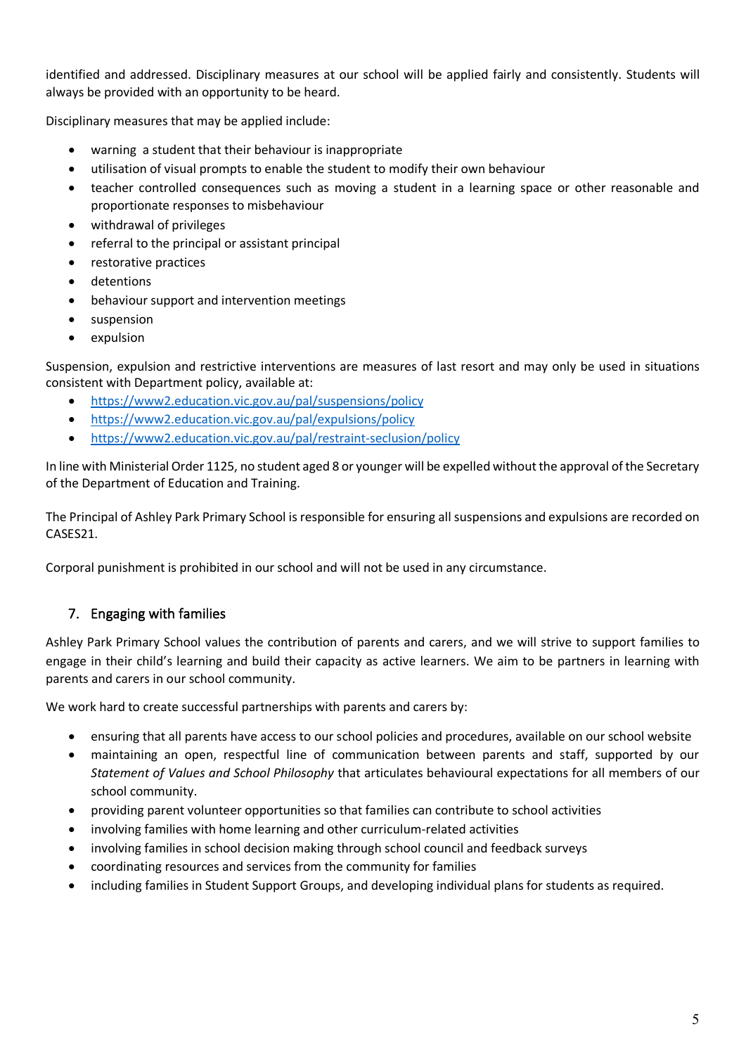identified and addressed. Disciplinary measures at our school will be applied fairly and consistently. Students will always be provided with an opportunity to be heard.

Disciplinary measures that may be applied include:

- warning a student that their behaviour is inappropriate
- utilisation of visual prompts to enable the student to modify their own behaviour
- teacher controlled consequences such as moving a student in a learning space or other reasonable and proportionate responses to misbehaviour
- withdrawal of privileges
- referral to the principal or assistant principal
- restorative practices
- detentions
- behaviour support and intervention meetings
- suspension
- expulsion

Suspension, expulsion and restrictive interventions are measures of last resort and may only be used in situations consistent with Department policy, available at:

- https://www2.education.vic.gov.au/pal/suspensions/policy
- https://www2.education.vic.gov.au/pal/expulsions/policy
- https://www2.education.vic.gov.au/pal/restraint-seclusion/policy

In line with Ministerial Order 1125, no student aged 8 or younger will be expelled without the approval of the Secretary of the Department of Education and Training.

The Principal of Ashley Park Primary School is responsible for ensuring all suspensions and expulsions are recorded on CASES21.

Corporal punishment is prohibited in our school and will not be used in any circumstance.

## 7. Engaging with families

Ashley Park Primary School values the contribution of parents and carers, and we will strive to support families to engage in their child's learning and build their capacity as active learners. We aim to be partners in learning with parents and carers in our school community.

We work hard to create successful partnerships with parents and carers by:

- ensuring that all parents have access to our school policies and procedures, available on our school website
- maintaining an open, respectful line of communication between parents and staff, supported by our *Statement of Values and School Philosophy* that articulates behavioural expectations for all members of our school community.
- providing parent volunteer opportunities so that families can contribute to school activities
- involving families with home learning and other curriculum-related activities
- involving families in school decision making through school council and feedback surveys
- coordinating resources and services from the community for families
- including families in Student Support Groups, and developing individual plans for students as required.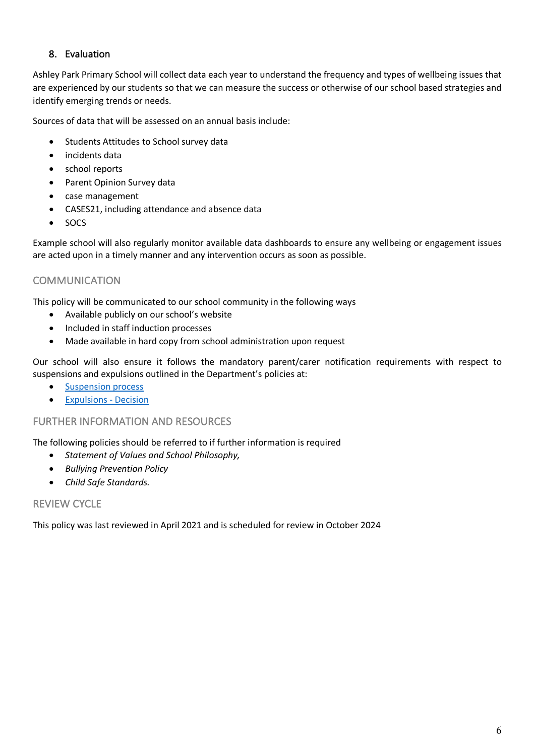## 8. Evaluation

Ashley Park Primary School will collect data each year to understand the frequency and types of wellbeing issues that are experienced by our students so that we can measure the success or otherwise of our school based strategies and identify emerging trends or needs.

Sources of data that will be assessed on an annual basis include:

- Students Attitudes to School survey data
- incidents data
- school reports
- Parent Opinion Survey data
- case management
- CASES21, including attendance and absence data
- SOCS

Example school will also regularly monitor available data dashboards to ensure any wellbeing or engagement issues are acted upon in a timely manner and any intervention occurs as soon as possible.

## COMMUNICATION

This policy will be communicated to our school community in the following ways

- Available publicly on our school's website
- Included in staff induction processes
- Made available in hard copy from school administration upon request

Our school will also ensure it follows the mandatory parent/carer notification requirements with respect to suspensions and expulsions outlined in the Department's policies at:

- Suspension process
- Expulsions - Decision

## FURTHER INFORMATION AND RESOURCES

The following policies should be referred to if further information is required

- *Statement of Values and School Philosophy,*
- *Bullying Prevention Policy*
- *Child Safe Standards.*

## REVIEW CYCLE

This policy was last reviewed in April 2021 and is scheduled for review in October 2024